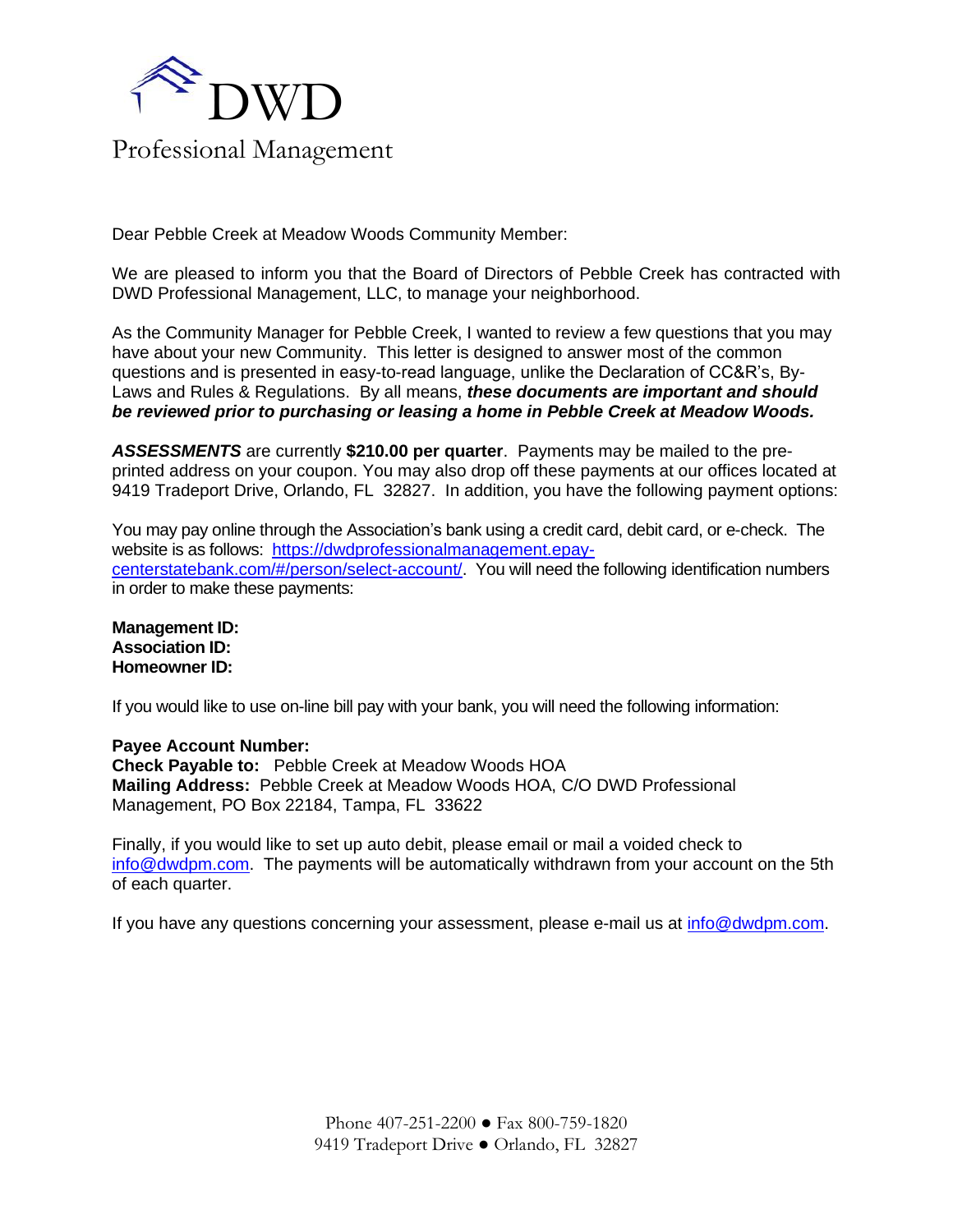DWD

Professional Management

Dear Pebble Creek at Meadow Woods Community Member:

We are pleased to inform you that the Board of Directors of Pebble Creek has contracted with DWD Professional Management, LLC, to manage your neighborhood.

As the Community Manager for Pebble Creek, I wanted to review a few questions that you may have about your new Community. This letter is designed to answer most of the common questions and is presented in easy-to-read language, unlike the Declaration of CC&R's, By-Laws and Rules & Regulations. By all means, ***these documents are important and should be reviewed prior to purchasing or leasing a home in Pebble Creek at Meadow Woods.***

***ASSESSMENTS*** are currently **$210.00 per quarter**. Payments may be mailed to the pre-printed address on your coupon. You may also drop off these payments at our offices located at 9419 Tradeport Drive, Orlando, FL 32827. In addition, you have the following payment options:

You may pay online through the Association's bank using a credit card, debit card, or e-check. The website is as follows: https://dwdprofessionalmanagement.epay-centerstatebank.com/#/person/select-account/. You will need the following identification numbers in order to make these payments:

**Management ID:**
**Association ID:**
**Homeowner ID:**

If you would like to use on-line bill pay with your bank, you will need the following information:

**Payee Account Number:**
**Check Payable to:** Pebble Creek at Meadow Woods HOA
**Mailing Address:** Pebble Creek at Meadow Woods HOA, C/O DWD Professional Management, PO Box 22184, Tampa, FL 33622

Finally, if you would like to set up auto debit, please email or mail a voided check to info@dwdpm.com. The payments will be automatically withdrawn from your account on the 5th of each quarter.

If you have any questions concerning your assessment, please e-mail us at info@dwdpm.com.

Phone 407-251-2200 ● Fax 800-759-1820
9419 Tradeport Drive ● Orlando, FL 32827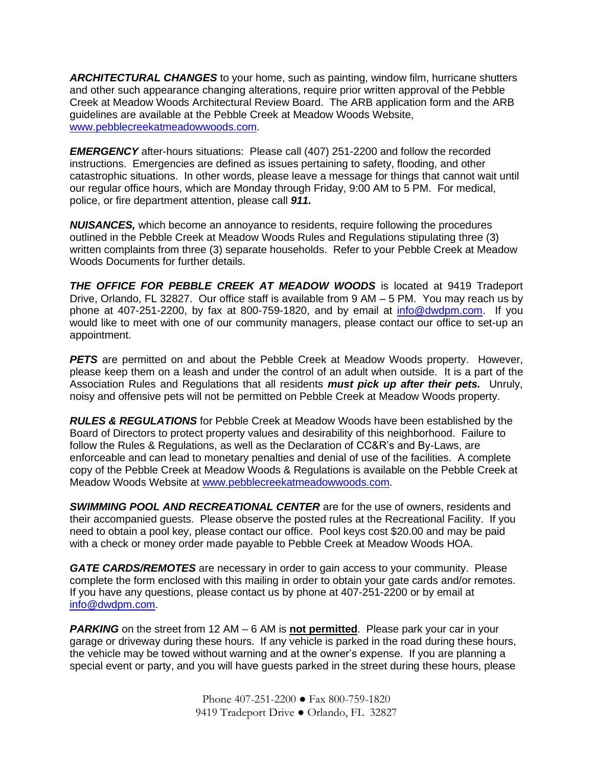***ARCHITECTURAL CHANGES*** to your home, such as painting, window film, hurricane shutters and other such appearance changing alterations, require prior written approval of the Pebble Creek at Meadow Woods Architectural Review Board. The ARB application form and the ARB guidelines are available at the Pebble Creek at Meadow Woods Website, www.pebblecreekatmeadowwoods.com.

***EMERGENCY*** after-hours situations: Please call (407) 251-2200 and follow the recorded instructions. Emergencies are defined as issues pertaining to safety, flooding, and other catastrophic situations. In other words, please leave a message for things that cannot wait until our regular office hours, which are Monday through Friday, 9:00 AM to 5 PM. For medical, police, or fire department attention, please call ***911.***

***NUISANCES,*** which become an annoyance to residents, require following the procedures outlined in the Pebble Creek at Meadow Woods Rules and Regulations stipulating three (3) written complaints from three (3) separate households. Refer to your Pebble Creek at Meadow Woods Documents for further details.

***THE OFFICE FOR PEBBLE CREEK AT MEADOW WOODS*** is located at 9419 Tradeport Drive, Orlando, FL 32827. Our office staff is available from 9 AM – 5 PM. You may reach us by phone at 407-251-2200, by fax at 800-759-1820, and by email at info@dwdpm.com. If you would like to meet with one of our community managers, please contact our office to set-up an appointment.

***PETS*** are permitted on and about the Pebble Creek at Meadow Woods property. However, please keep them on a leash and under the control of an adult when outside. It is a part of the Association Rules and Regulations that all residents ***must pick up after their pets.*** Unruly, noisy and offensive pets will not be permitted on Pebble Creek at Meadow Woods property.

***RULES & REGULATIONS*** for Pebble Creek at Meadow Woods have been established by the Board of Directors to protect property values and desirability of this neighborhood. Failure to follow the Rules & Regulations, as well as the Declaration of CC&R's and By-Laws, are enforceable and can lead to monetary penalties and denial of use of the facilities. A complete copy of the Pebble Creek at Meadow Woods & Regulations is available on the Pebble Creek at Meadow Woods Website at www.pebblecreekatmeadowwoods.com.

***SWIMMING POOL AND RECREATIONAL CENTER*** are for the use of owners, residents and their accompanied guests. Please observe the posted rules at the Recreational Facility. If you need to obtain a pool key, please contact our office. Pool keys cost $20.00 and may be paid with a check or money order made payable to Pebble Creek at Meadow Woods HOA.

***GATE CARDS/REMOTES*** are necessary in order to gain access to your community. Please complete the form enclosed with this mailing in order to obtain your gate cards and/or remotes. If you have any questions, please contact us by phone at 407-251-2200 or by email at info@dwdpm.com.

***PARKING*** on the street from 12 AM – 6 AM is **<u>not permitted</u>**. Please park your car in your garage or driveway during these hours. If any vehicle is parked in the road during these hours, the vehicle may be towed without warning and at the owner's expense. If you are planning a special event or party, and you will have guests parked in the street during these hours, please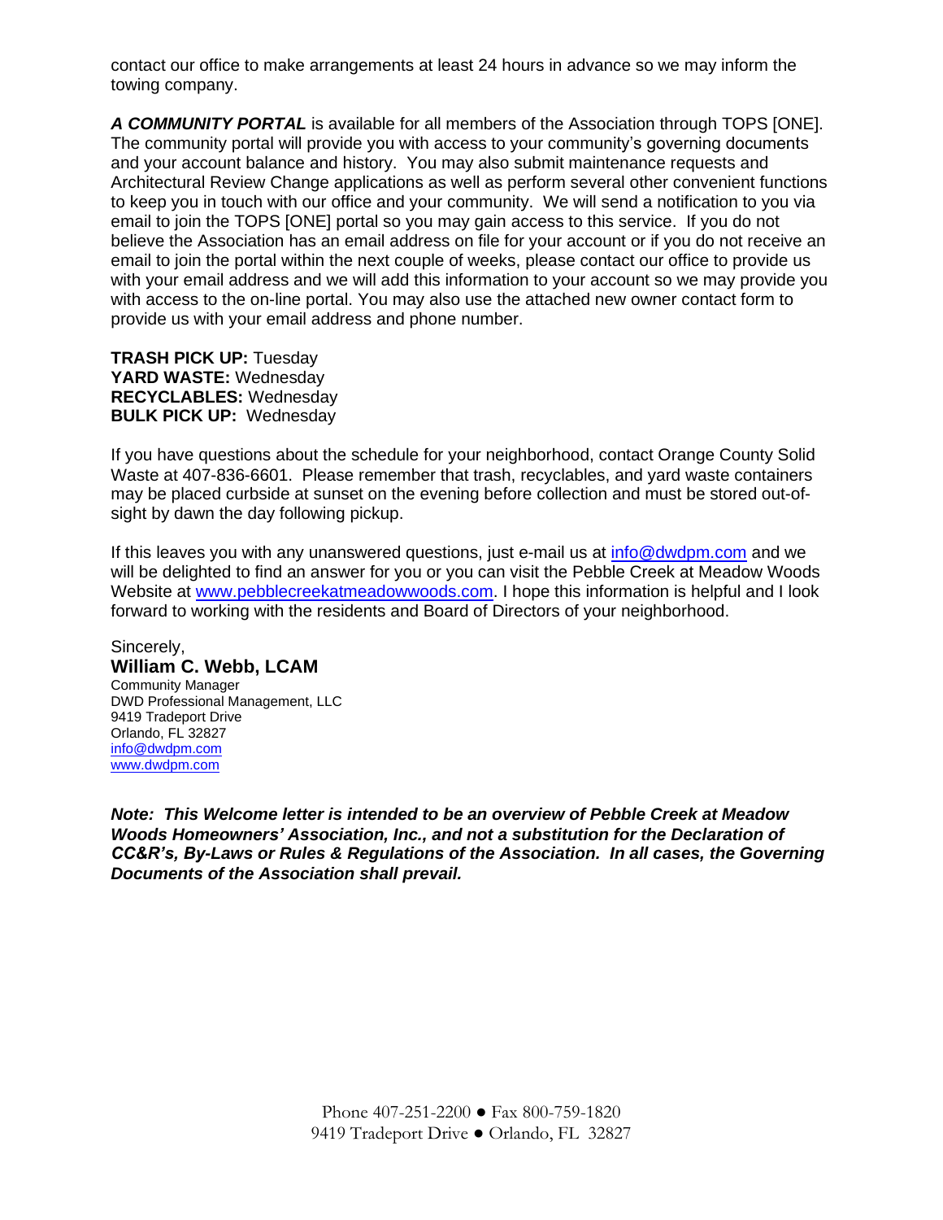contact our office to make arrangements at least 24 hours in advance so we may inform the towing company.

***A COMMUNITY PORTAL*** is available for all members of the Association through TOPS [ONE]. The community portal will provide you with access to your community's governing documents and your account balance and history. You may also submit maintenance requests and Architectural Review Change applications as well as perform several other convenient functions to keep you in touch with our office and your community. We will send a notification to you via email to join the TOPS [ONE] portal so you may gain access to this service. If you do not believe the Association has an email address on file for your account or if you do not receive an email to join the portal within the next couple of weeks, please contact our office to provide us with your email address and we will add this information to your account so we may provide you with access to the on-line portal. You may also use the attached new owner contact form to provide us with your email address and phone number.

**TRASH PICK UP:** Tuesday
**YARD WASTE:** Wednesday
**RECYCLABLES:** Wednesday
**BULK PICK UP:** Wednesday

If you have questions about the schedule for your neighborhood, contact Orange County Solid Waste at 407-836-6601. Please remember that trash, recyclables, and yard waste containers may be placed curbside at sunset on the evening before collection and must be stored out-of-sight by dawn the day following pickup.

If this leaves you with any unanswered questions, just e-mail us at info@dwdpm.com and we will be delighted to find an answer for you or you can visit the Pebble Creek at Meadow Woods Website at www.pebblecreekatmeadowwoods.com. I hope this information is helpful and I look forward to working with the residents and Board of Directors of your neighborhood.

Sincerely,
**William C. Webb, LCAM**
Community Manager
DWD Professional Management, LLC
9419 Tradeport Drive
Orlando, FL 32827
info@dwdpm.com
www.dwdpm.com

***Note: This Welcome letter is intended to be an overview of Pebble Creek at Meadow Woods Homeowners' Association, Inc., and not a substitution for the Declaration of CC&R's, By-Laws or Rules & Regulations of the Association. In all cases, the Governing Documents of the Association shall prevail.***